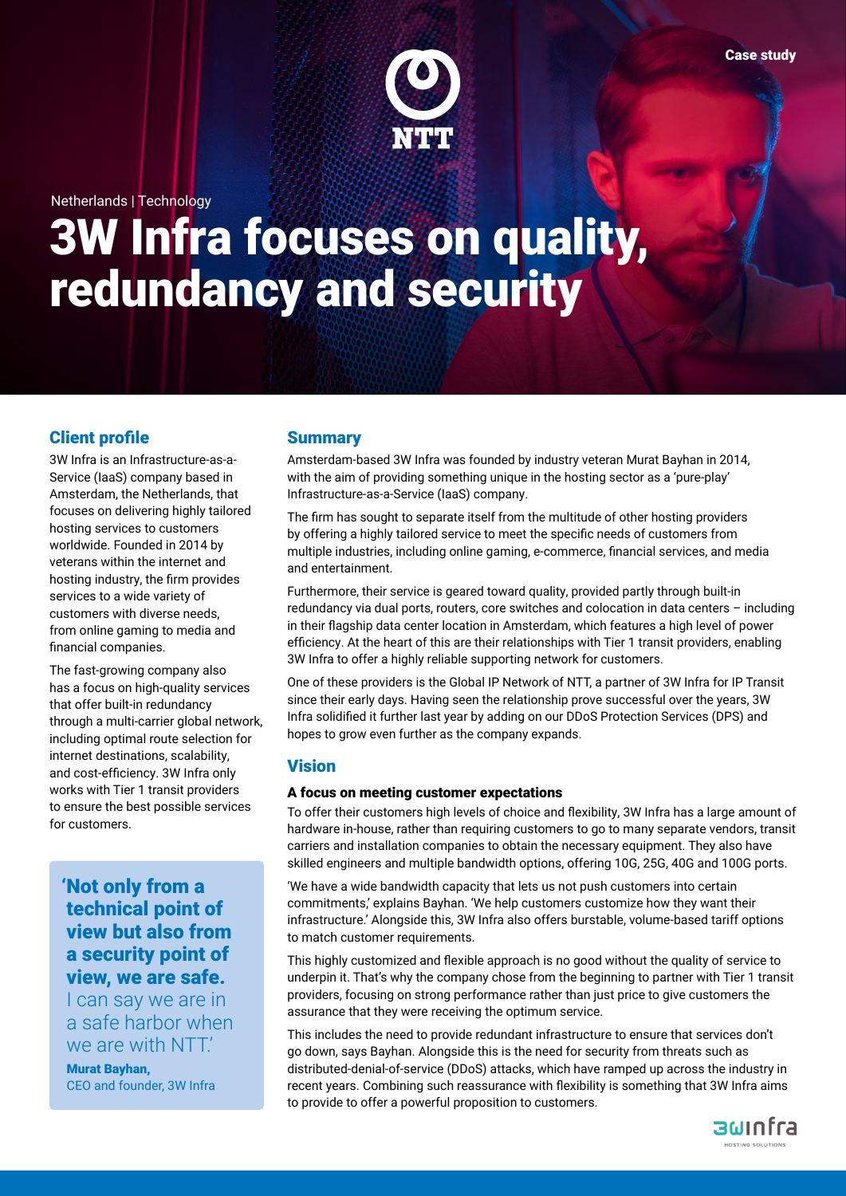Case study

Netherlands | Technology

# 3W Infra focuses on quality, redundancy and security

## Client profile

3W Infra is an Infrastructure-as-a-Service (IaaS) company based in Amsterdam, the Netherlands, that focuses on delivering highly tailored hosting services to customers worldwide. Founded in 2014 by veterans within the internet and hosting industry, the firm provides services to a wide variety of customers with diverse needs, from online gaming to media and financial companies.

The fast-growing company also has a focus on high-quality services that offer built-in redundancy through a multi-carrier global network, including optimal route selection for internet destinations, scalability, and cost-efficiency. 3W Infra only works with Tier 1 transit providers to ensure the best possible services for customers.

> **'Not only from a technical point of view but also from a security point of view, we are safe.** I can say we are in a safe harbor when we are with NTT.'
>
> **Murat Bayhan,**
> CEO and founder, 3W Infra

## Summary

Amsterdam-based 3W Infra was founded by industry veteran Murat Bayhan in 2014, with the aim of providing something unique in the hosting sector as a 'pure-play' Infrastructure-as-a-Service (IaaS) company.

The firm has sought to separate itself from the multitude of other hosting providers by offering a highly tailored service to meet the specific needs of customers from multiple industries, including online gaming, e-commerce, financial services, and media and entertainment.

Furthermore, their service is geared toward quality, provided partly through built-in redundancy via dual ports, routers, core switches and colocation in data centers – including in their flagship data center location in Amsterdam, which features a high level of power efficiency. At the heart of this are their relationships with Tier 1 transit providers, enabling 3W Infra to offer a highly reliable supporting network for customers.

One of these providers is the Global IP Network of NTT, a partner of 3W Infra for IP Transit since their early days. Having seen the relationship prove successful over the years, 3W Infra solidified it further last year by adding on our DDoS Protection Services (DPS) and hopes to grow even further as the company expands.

## Vision

### A focus on meeting customer expectations

To offer their customers high levels of choice and flexibility, 3W Infra has a large amount of hardware in-house, rather than requiring customers to go to many separate vendors, transit carriers and installation companies to obtain the necessary equipment. They also have skilled engineers and multiple bandwidth options, offering 10G, 25G, 40G and 100G ports.

'We have a wide bandwidth capacity that lets us not push customers into certain commitments,' explains Bayhan. 'We help customers customize how they want their infrastructure.' Alongside this, 3W Infra also offers burstable, volume-based tariff options to match customer requirements.

This highly customized and flexible approach is no good without the quality of service to underpin it. That's why the company chose from the beginning to partner with Tier 1 transit providers, focusing on strong performance rather than just price to give customers the assurance that they were receiving the optimum service.

This includes the need to provide redundant infrastructure to ensure that services don't go down, says Bayhan. Alongside this is the need for security from threats such as distributed-denial-of-service (DDoS) attacks, which have ramped up across the industry in recent years. Combining such reassurance with flexibility is something that 3W Infra aims to provide to offer a powerful proposition to customers.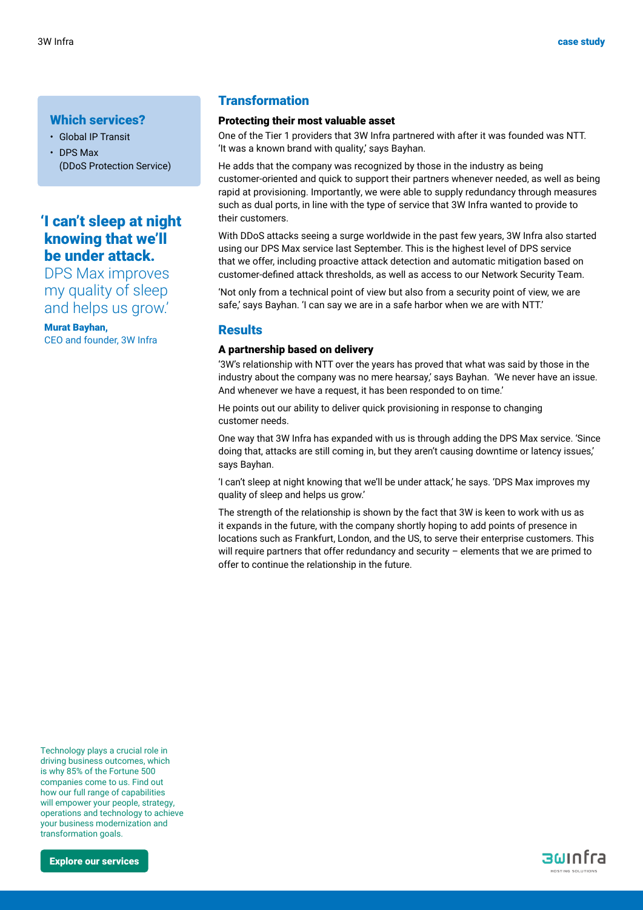## Which services?

- Global IP Transit
- DPS Max (DDoS Protection Service)

**'I can't sleep at night knowing that we'll be under attack.** DPS Max improves my quality of sleep and helps us grow.'

**Murat Bayhan,**
CEO and founder, 3W Infra

## Transformation

### Protecting their most valuable asset

One of the Tier 1 providers that 3W Infra partnered with after it was founded was NTT. 'It was a known brand with quality,' says Bayhan.

He adds that the company was recognized by those in the industry as being customer-oriented and quick to support their partners whenever needed, as well as being rapid at provisioning. Importantly, we were able to supply redundancy through measures such as dual ports, in line with the type of service that 3W Infra wanted to provide to their customers.

With DDoS attacks seeing a surge worldwide in the past few years, 3W Infra also started using our DPS Max service last September. This is the highest level of DPS service that we offer, including proactive attack detection and automatic mitigation based on customer-defined attack thresholds, as well as access to our Network Security Team.

'Not only from a technical point of view but also from a security point of view, we are safe,' says Bayhan. 'I can say we are in a safe harbor when we are with NTT.'

## Results

### A partnership based on delivery

'3W's relationship with NTT over the years has proved that what was said by those in the industry about the company was no mere hearsay,' says Bayhan. 'We never have an issue. And whenever we have a request, it has been responded to on time.'

He points out our ability to deliver quick provisioning in response to changing customer needs.

One way that 3W Infra has expanded with us is through adding the DPS Max service. 'Since doing that, attacks are still coming in, but they aren't causing downtime or latency issues,' says Bayhan.

'I can't sleep at night knowing that we'll be under attack,' he says. 'DPS Max improves my quality of sleep and helps us grow.'

The strength of the relationship is shown by the fact that 3W is keen to work with us as it expands in the future, with the company shortly hoping to add points of presence in locations such as Frankfurt, London, and the US, to serve their enterprise customers. This will require partners that offer redundancy and security – elements that we are primed to offer to continue the relationship in the future.

Technology plays a crucial role in driving business outcomes, which is why 85% of the Fortune 500 companies come to us. Find out how our full range of capabilities will empower your people, strategy, operations and technology to achieve your business modernization and transformation goals.

**Explore our services**

3wInfra
HOSTING SOLUTIONS